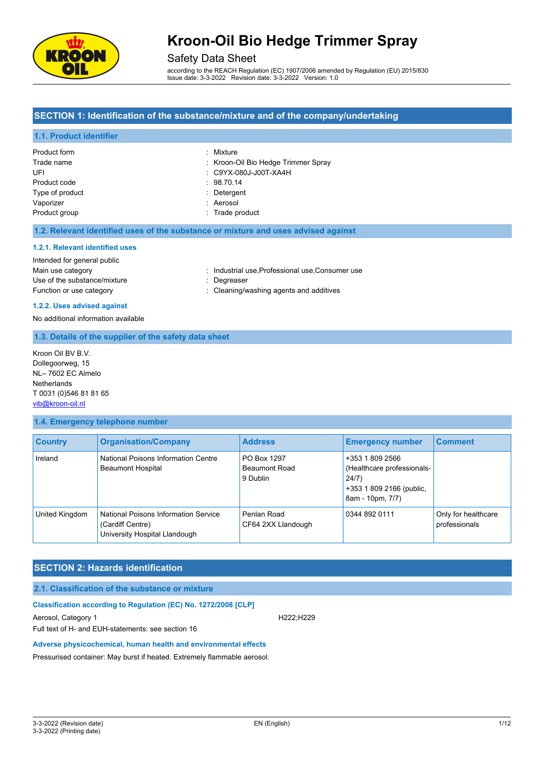# Kroon-Oil Bio Hedge Trimmer Spray

Safety Data Sheet

according to the REACH Regulation (EC) 1907/2006 amended by Regulation (EU) 2015/830
Issue date: 3-3-2022 Revision date: 3-3-2022 Version: 1.0

## SECTION 1: Identification of the substance/mixture and of the company/undertaking

### 1.1. Product identifier

| | |
|---|---|
| Product form | : Mixture |
| Trade name | : Kroon-Oil Bio Hedge Trimmer Spray |
| UFI | : C9YX-080J-J00T-XA4H |
| Product code | : 98.70.14 |
| Type of product | : Detergent |
| Vaporizer | : Aerosol |
| Product group | : Trade product |

### 1.2. Relevant identified uses of the substance or mixture and uses advised against

#### 1.2.1. Relevant identified uses

Intended for general public

| | |
|---|---|
| Main use category | : Industrial use,Professional use,Consumer use |
| Use of the substance/mixture | : Degreaser |
| Function or use category | : Cleaning/washing agents and additives |

#### 1.2.2. Uses advised against

No additional information available

### 1.3. Details of the supplier of the safety data sheet

Kroon Oil BV B.V.
Dollegoorweg, 15
NL– 7602 EC Almelo
Netherlands
T 0031 (0)546 81 81 65
vib@kroon-oil.nl

### 1.4. Emergency telephone number

| Country | Organisation/Company | Address | Emergency number | Comment |
|---|---|---|---|---|
| Ireland | National Poisons Information Centre Beaumont Hospital | PO Box 1297 Beaumont Road 9 Dublin | +353 1 809 2566 (Healthcare professionals-24/7) +353 1 809 2166 (public, 8am - 10pm, 7/7) | |
| United Kingdom | National Poisons Information Service (Cardiff Centre) University Hospital Llandough | Penlan Road CF64 2XX Llandough | 0344 892 0111 | Only for healthcare professionals |

## SECTION 2: Hazards identification

### 2.1. Classification of the substance or mixture

#### Classification according to Regulation (EC) No. 1272/2008 [CLP]

Aerosol, Category 1 H222;H229

Full text of H- and EUH-statements: see section 16

#### Adverse physicochemical, human health and environmental effects

Pressurised container: May burst if heated. Extremely flammable aerosol.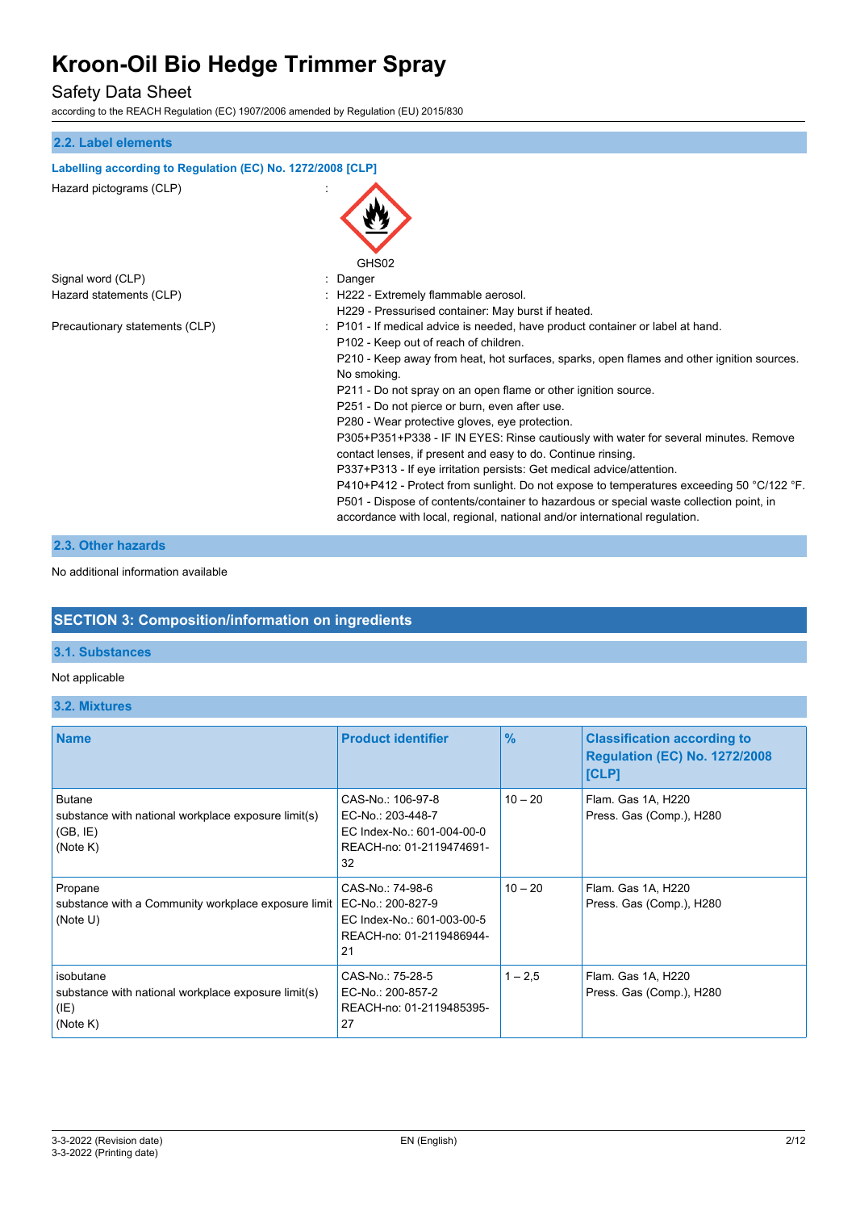## 2.2. Label elements

**Labelling according to Regulation (EC) No. 1272/2008 [CLP]**

Hazard pictograms (CLP) :

GHS02

Signal word (CLP) : Danger

Hazard statements (CLP) : H222 - Extremely flammable aerosol.
H229 - Pressurised container: May burst if heated.

Precautionary statements (CLP) : P101 - If medical advice is needed, have product container or label at hand.
P102 - Keep out of reach of children.
P210 - Keep away from heat, hot surfaces, sparks, open flames and other ignition sources. No smoking.
P211 - Do not spray on an open flame or other ignition source.
P251 - Do not pierce or burn, even after use.
P280 - Wear protective gloves, eye protection.
P305+P351+P338 - IF IN EYES: Rinse cautiously with water for several minutes. Remove contact lenses, if present and easy to do. Continue rinsing.
P337+P313 - If eye irritation persists: Get medical advice/attention.
P410+P412 - Protect from sunlight. Do not expose to temperatures exceeding 50 °C/122 °F.
P501 - Dispose of contents/container to hazardous or special waste collection point, in accordance with local, regional, national and/or international regulation.

## 2.3. Other hazards

No additional information available

# SECTION 3: Composition/information on ingredients

## 3.1. Substances

Not applicable

## 3.2. Mixtures

| Name | Product identifier | % | Classification according to Regulation (EC) No. 1272/2008 [CLP] |
|---|---|---|---|
| Butane<br>substance with national workplace exposure limit(s) (GB, IE)<br>(Note K) | CAS-No.: 106-97-8<br>EC-No.: 203-448-7<br>EC Index-No.: 601-004-00-0<br>REACH-no: 01-2119474691-32 | 10 – 20 | Flam. Gas 1A, H220<br>Press. Gas (Comp.), H280 |
| Propane<br>substance with a Community workplace exposure limit<br>(Note U) | CAS-No.: 74-98-6<br>EC-No.: 200-827-9<br>EC Index-No.: 601-003-00-5<br>REACH-no: 01-2119486944-21 | 10 – 20 | Flam. Gas 1A, H220<br>Press. Gas (Comp.), H280 |
| isobutane<br>substance with national workplace exposure limit(s) (IE)<br>(Note K) | CAS-No.: 75-28-5<br>EC-No.: 200-857-2<br>REACH-no: 01-2119485395-27 | 1 – 2,5 | Flam. Gas 1A, H220<br>Press. Gas (Comp.), H280 |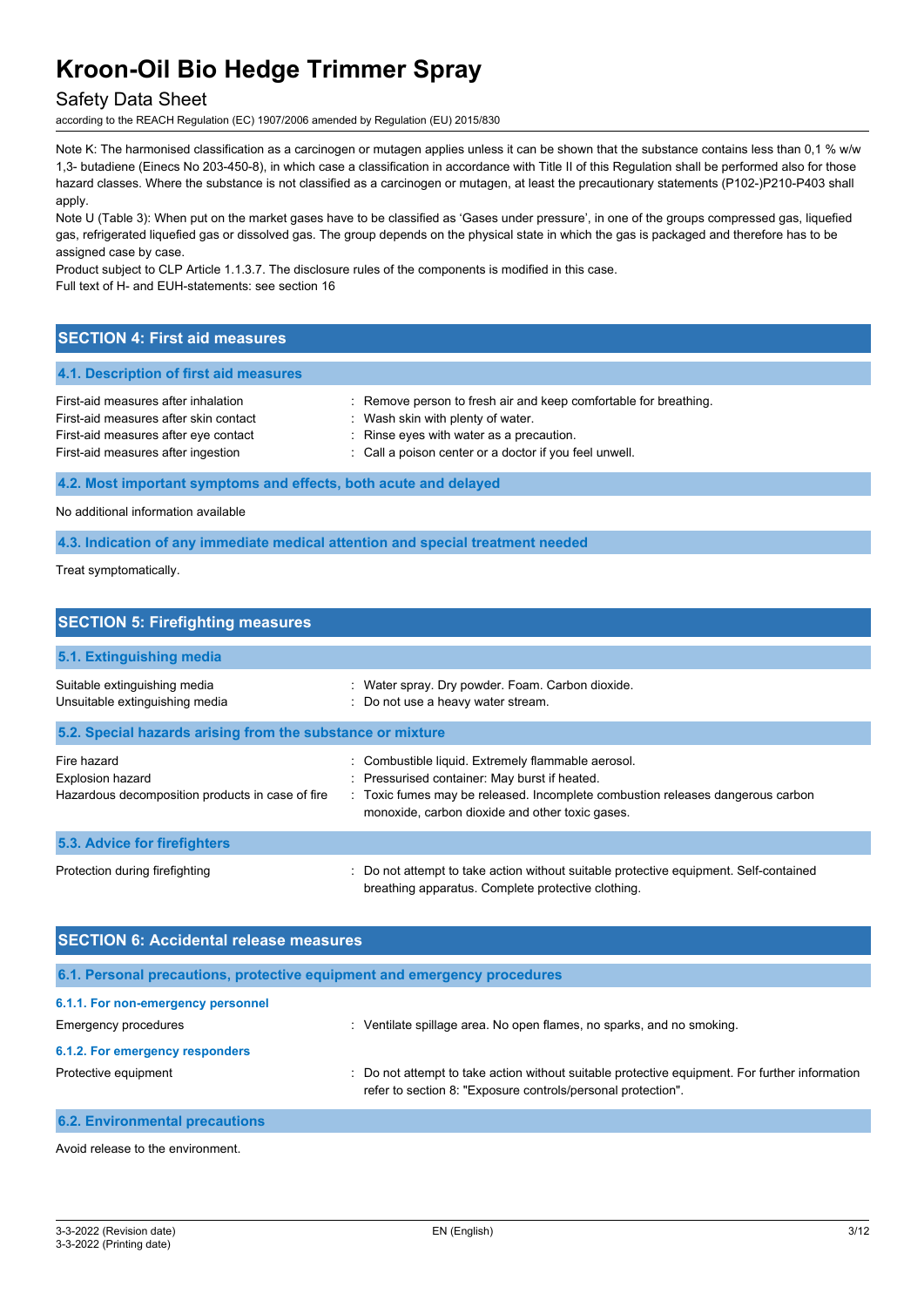Note K: The harmonised classification as a carcinogen or mutagen applies unless it can be shown that the substance contains less than 0,1 % w/w 1,3- butadiene (Einecs No 203-450-8), in which case a classification in accordance with Title II of this Regulation shall be performed also for those hazard classes. Where the substance is not classified as a carcinogen or mutagen, at least the precautionary statements (P102-)P210-P403 shall apply.

Note U (Table 3): When put on the market gases have to be classified as 'Gases under pressure', in one of the groups compressed gas, liquefied gas, refrigerated liquefied gas or dissolved gas. The group depends on the physical state in which the gas is packaged and therefore has to be assigned case by case.

Product subject to CLP Article 1.1.3.7. The disclosure rules of the components is modified in this case.

Full text of H- and EUH-statements: see section 16

## SECTION 4: First aid measures

### 4.1. Description of first aid measures

| | |
|---|---|
| First-aid measures after inhalation | : Remove person to fresh air and keep comfortable for breathing. |
| First-aid measures after skin contact | : Wash skin with plenty of water. |
| First-aid measures after eye contact | : Rinse eyes with water as a precaution. |
| First-aid measures after ingestion | : Call a poison center or a doctor if you feel unwell. |

### 4.2. Most important symptoms and effects, both acute and delayed

No additional information available

### 4.3. Indication of any immediate medical attention and special treatment needed

Treat symptomatically.

## SECTION 5: Firefighting measures

### 5.1. Extinguishing media

| | |
|---|---|
| Suitable extinguishing media | : Water spray. Dry powder. Foam. Carbon dioxide. |
| Unsuitable extinguishing media | : Do not use a heavy water stream. |

### 5.2. Special hazards arising from the substance or mixture

| | |
|---|---|
| Fire hazard | : Combustible liquid. Extremely flammable aerosol. |
| Explosion hazard | : Pressurised container: May burst if heated. |
| Hazardous decomposition products in case of fire | : Toxic fumes may be released. Incomplete combustion releases dangerous carbon monoxide, carbon dioxide and other toxic gases. |

### 5.3. Advice for firefighters

| | |
|---|---|
| Protection during firefighting | : Do not attempt to take action without suitable protective equipment. Self-contained breathing apparatus. Complete protective clothing. |

## SECTION 6: Accidental release measures

### 6.1. Personal precautions, protective equipment and emergency procedures

#### 6.1.1. For non-emergency personnel

| | |
|---|---|
| Emergency procedures | : Ventilate spillage area. No open flames, no sparks, and no smoking. |

#### 6.1.2. For emergency responders

| | |
|---|---|
| Protective equipment | : Do not attempt to take action without suitable protective equipment. For further information refer to section 8: "Exposure controls/personal protection". |

### 6.2. Environmental precautions

Avoid release to the environment.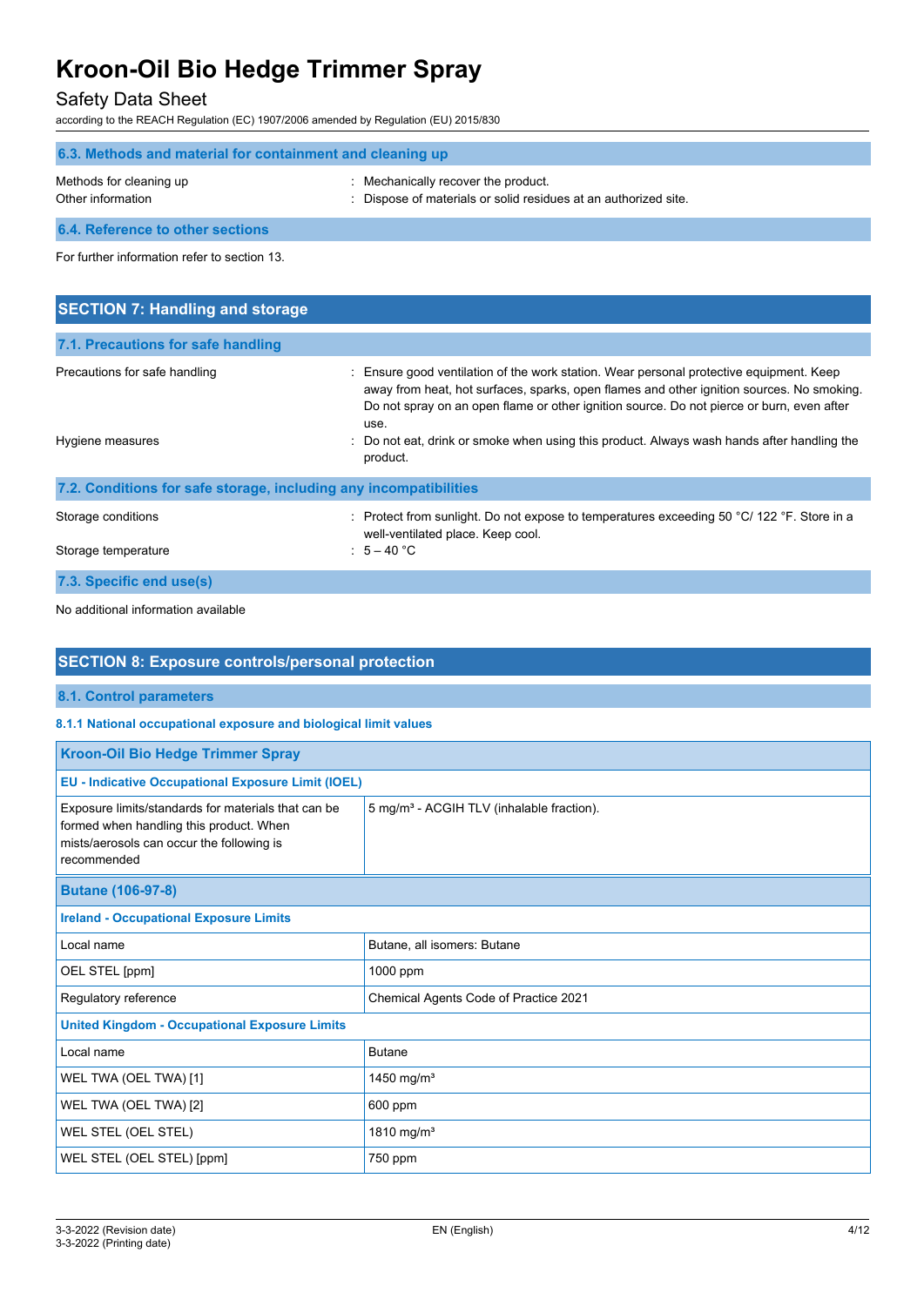### 6.3. Methods and material for containment and cleaning up

| | |
|---|---|
| Methods for cleaning up | : Mechanically recover the product. |
| Other information | : Dispose of materials or solid residues at an authorized site. |

### 6.4. Reference to other sections

For further information refer to section 13.

## SECTION 7: Handling and storage

### 7.1. Precautions for safe handling

| | |
|---|---|
| Precautions for safe handling | : Ensure good ventilation of the work station. Wear personal protective equipment. Keep away from heat, hot surfaces, sparks, open flames and other ignition sources. No smoking. Do not spray on an open flame or other ignition source. Do not pierce or burn, even after use. |
| Hygiene measures | : Do not eat, drink or smoke when using this product. Always wash hands after handling the product. |

### 7.2. Conditions for safe storage, including any incompatibilities

| | |
|---|---|
| Storage conditions | : Protect from sunlight. Do not expose to temperatures exceeding 50 °C/ 122 °F. Store in a well-ventilated place. Keep cool. |
| Storage temperature | : 5 – 40 °C |

### 7.3. Specific end use(s)

No additional information available

## SECTION 8: Exposure controls/personal protection

### 8.1. Control parameters

#### 8.1.1 National occupational exposure and biological limit values

| Kroon-Oil Bio Hedge Trimmer Spray | |
|---|---|
| **EU - Indicative Occupational Exposure Limit (IOEL)** | |
| Exposure limits/standards for materials that can be formed when handling this product. When mists/aerosols can occur the following is recommended | 5 mg/m³ - ACGIH TLV (inhalable fraction). |

| Butane (106-97-8) | |
|---|---|
| **Ireland - Occupational Exposure Limits** | |
| Local name | Butane, all isomers: Butane |
| OEL STEL [ppm] | 1000 ppm |
| Regulatory reference | Chemical Agents Code of Practice 2021 |
| **United Kingdom - Occupational Exposure Limits** | |
| Local name | Butane |
| WEL TWA (OEL TWA) [1] | 1450 mg/m³ |
| WEL TWA (OEL TWA) [2] | 600 ppm |
| WEL STEL (OEL STEL) | 1810 mg/m³ |
| WEL STEL (OEL STEL) [ppm] | 750 ppm |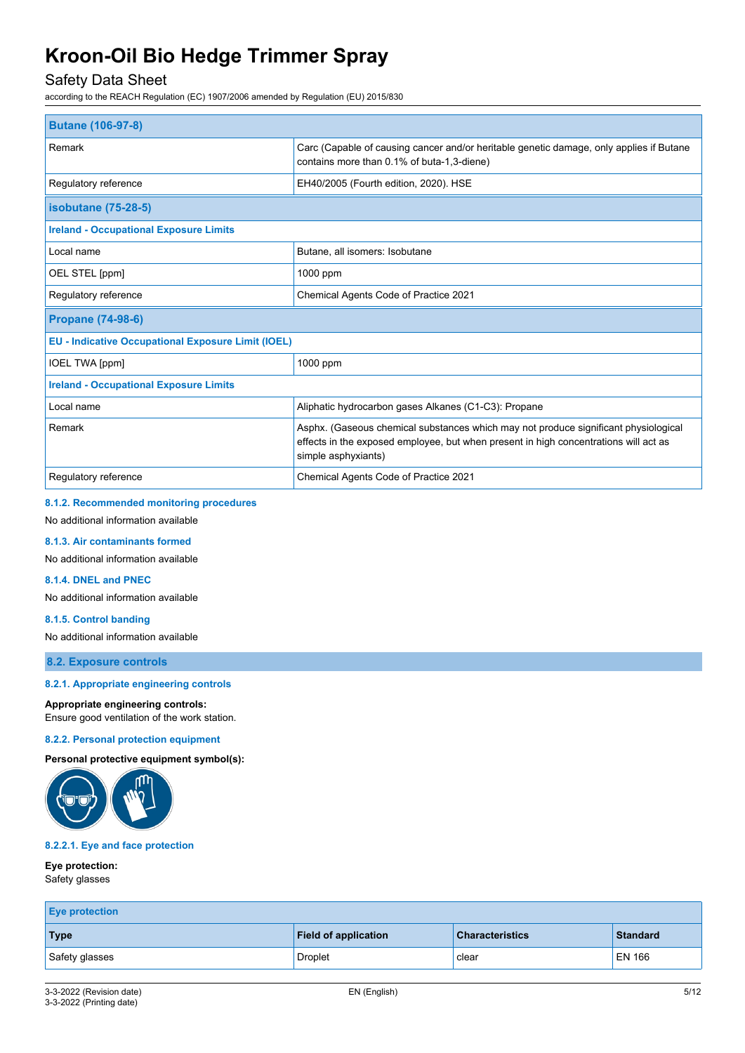| Butane (106-97-8) | |
|---|---|
| Remark | Carc (Capable of causing cancer and/or heritable genetic damage, only applies if Butane contains more than 0.1% of buta-1,3-diene) |
| Regulatory reference | EH40/2005 (Fourth edition, 2020). HSE |
| **isobutane (75-28-5)** | |
| **Ireland - Occupational Exposure Limits** | |
| Local name | Butane, all isomers: Isobutane |
| OEL STEL [ppm] | 1000 ppm |
| Regulatory reference | Chemical Agents Code of Practice 2021 |
| **Propane (74-98-6)** | |
| **EU - Indicative Occupational Exposure Limit (IOEL)** | |
| IOEL TWA [ppm] | 1000 ppm |
| **Ireland - Occupational Exposure Limits** | |
| Local name | Aliphatic hydrocarbon gases Alkanes (C1-C3): Propane |
| Remark | Asphx. (Gaseous chemical substances which may not produce significant physiological effects in the exposed employee, but when present in high concentrations will act as simple asphyxiants) |
| Regulatory reference | Chemical Agents Code of Practice 2021 |

#### 8.1.2. Recommended monitoring procedures

No additional information available

#### 8.1.3. Air contaminants formed

No additional information available

#### 8.1.4. DNEL and PNEC

No additional information available

#### 8.1.5. Control banding

No additional information available

### 8.2. Exposure controls

#### 8.2.1. Appropriate engineering controls

**Appropriate engineering controls:**
Ensure good ventilation of the work station.

#### 8.2.2. Personal protection equipment

**Personal protective equipment symbol(s):**

#### 8.2.2.1. Eye and face protection

**Eye protection:**
Safety glasses

| Eye protection | | | |
|---|---|---|---|
| **Type** | **Field of application** | **Characteristics** | **Standard** |
| Safety glasses | Droplet | clear | EN 166 |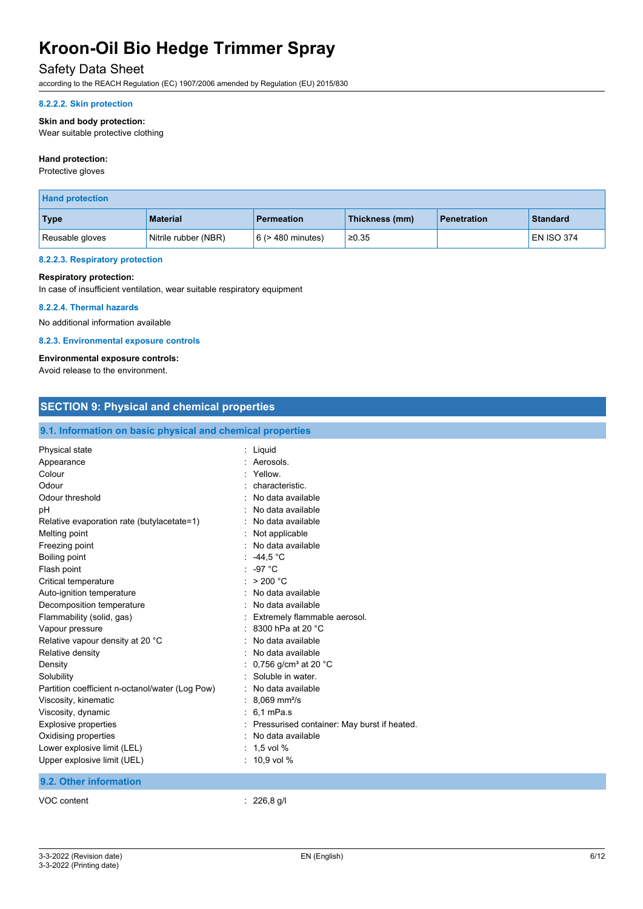#### 8.2.2.2. Skin protection

**Skin and body protection:**
Wear suitable protective clothing

**Hand protection:**
Protective gloves

| Hand protection | | | | | |
|---|---|---|---|---|---|
| **Type** | **Material** | **Permeation** | **Thickness (mm)** | **Penetration** | **Standard** |
| Reusable gloves | Nitrile rubber (NBR) | 6 (> 480 minutes) | ≥0.35 | | EN ISO 374 |

#### 8.2.2.3. Respiratory protection

**Respiratory protection:**
In case of insufficient ventilation, wear suitable respiratory equipment

#### 8.2.2.4. Thermal hazards

No additional information available

#### 8.2.3. Environmental exposure controls

**Environmental exposure controls:**
Avoid release to the environment.

## SECTION 9: Physical and chemical properties

### 9.1. Information on basic physical and chemical properties

| | |
|---|---|
| Physical state | : Liquid |
| Appearance | : Aerosols. |
| Colour | : Yellow. |
| Odour | : characteristic. |
| Odour threshold | : No data available |
| pH | : No data available |
| Relative evaporation rate (butylacetate=1) | : No data available |
| Melting point | : Not applicable |
| Freezing point | : No data available |
| Boiling point | : -44,5 °C |
| Flash point | : -97 °C |
| Critical temperature | : > 200 °C |
| Auto-ignition temperature | : No data available |
| Decomposition temperature | : No data available |
| Flammability (solid, gas) | : Extremely flammable aerosol. |
| Vapour pressure | : 8300 hPa at 20 °C |
| Relative vapour density at 20 °C | : No data available |
| Relative density | : No data available |
| Density | : 0,756 g/cm³ at 20 °C |
| Solubility | : Soluble in water. |
| Partition coefficient n-octanol/water (Log Pow) | : No data available |
| Viscosity, kinematic | : 8,069 mm²/s |
| Viscosity, dynamic | : 6,1 mPa.s |
| Explosive properties | : Pressurised container: May burst if heated. |
| Oxidising properties | : No data available |
| Lower explosive limit (LEL) | : 1,5 vol % |
| Upper explosive limit (UEL) | : 10,9 vol % |

### 9.2. Other information

| | |
|---|---|
| VOC content | : 226,8 g/l |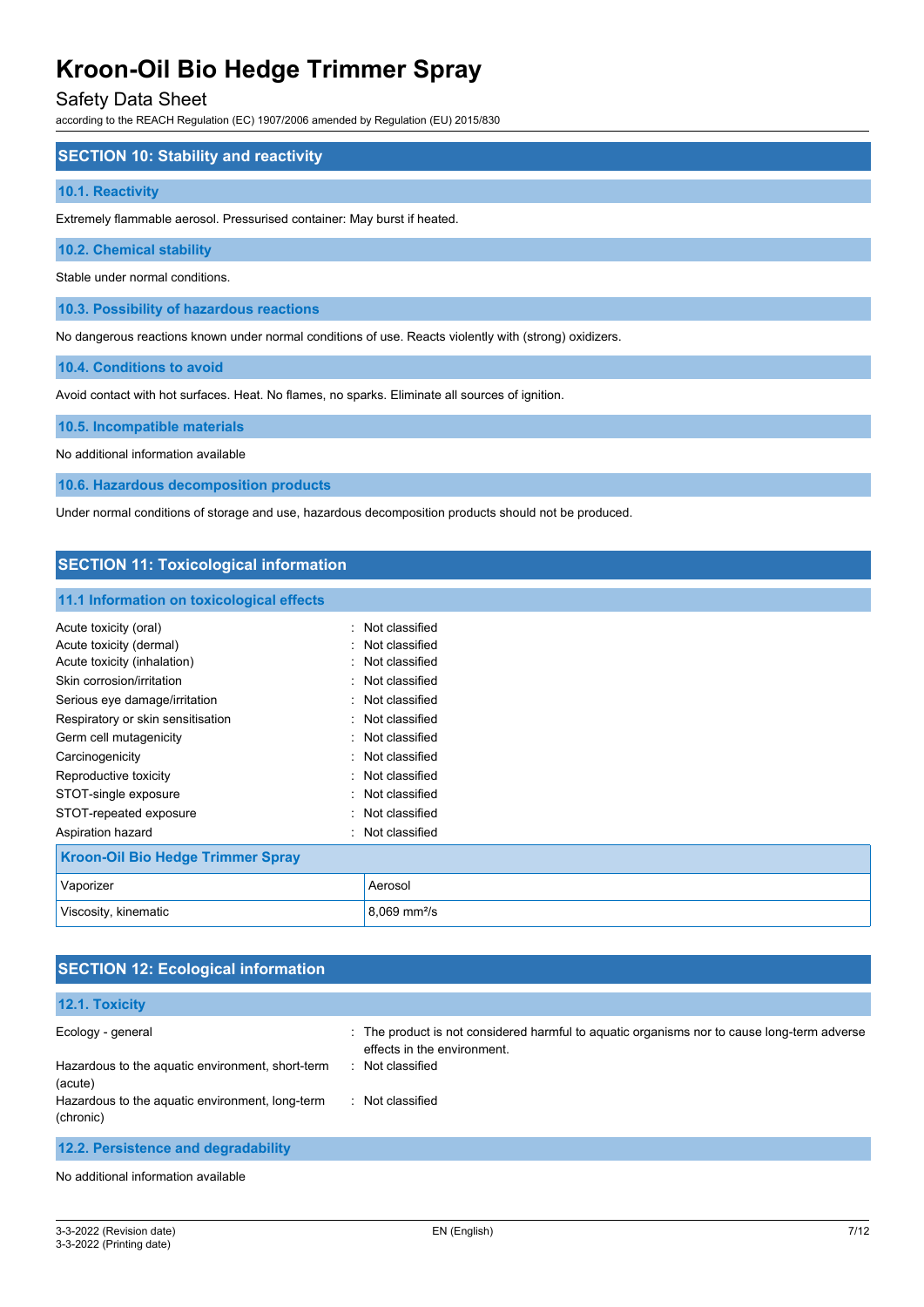## SECTION 10: Stability and reactivity

### 10.1. Reactivity

Extremely flammable aerosol. Pressurised container: May burst if heated.

### 10.2. Chemical stability

Stable under normal conditions.

### 10.3. Possibility of hazardous reactions

No dangerous reactions known under normal conditions of use. Reacts violently with (strong) oxidizers.

### 10.4. Conditions to avoid

Avoid contact with hot surfaces. Heat. No flames, no sparks. Eliminate all sources of ignition.

### 10.5. Incompatible materials

No additional information available

### 10.6. Hazardous decomposition products

Under normal conditions of storage and use, hazardous decomposition products should not be produced.

## SECTION 11: Toxicological information

### 11.1 Information on toxicological effects

| | |
|---|---|
| Acute toxicity (oral) | : Not classified |
| Acute toxicity (dermal) | : Not classified |
| Acute toxicity (inhalation) | : Not classified |
| Skin corrosion/irritation | : Not classified |
| Serious eye damage/irritation | : Not classified |
| Respiratory or skin sensitisation | : Not classified |
| Germ cell mutagenicity | : Not classified |
| Carcinogenicity | : Not classified |
| Reproductive toxicity | : Not classified |
| STOT-single exposure | : Not classified |
| STOT-repeated exposure | : Not classified |
| Aspiration hazard | : Not classified |

| Kroon-Oil Bio Hedge Trimmer Spray | |
|---|---|
| Vaporizer | Aerosol |
| Viscosity, kinematic | 8,069 $mm^2/s$ |

## SECTION 12: Ecological information

### 12.1. Toxicity

| | |
|---|---|
| Ecology - general | : The product is not considered harmful to aquatic organisms nor to cause long-term adverse effects in the environment. |
| Hazardous to the aquatic environment, short-term (acute) | : Not classified |
| Hazardous to the aquatic environment, long-term (chronic) | : Not classified |

### 12.2. Persistence and degradability

No additional information available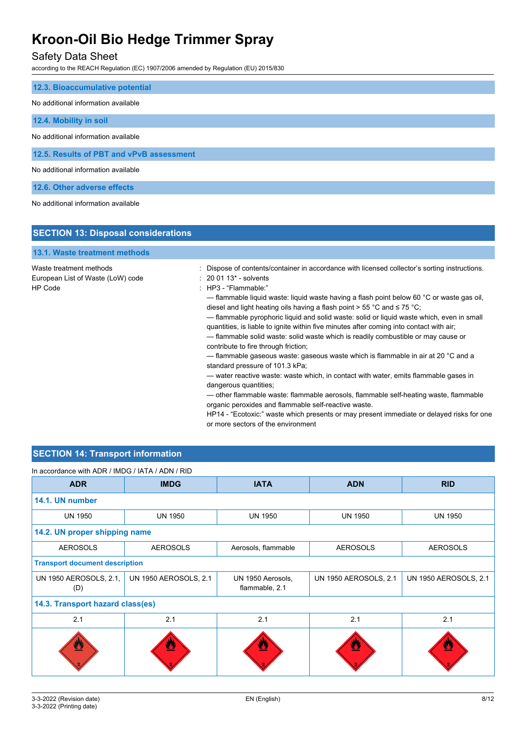### 12.3. Bioaccumulative potential

No additional information available

### 12.4. Mobility in soil

No additional information available

### 12.5. Results of PBT and vPvB assessment

No additional information available

### 12.6. Other adverse effects

No additional information available

## SECTION 13: Disposal considerations

### 13.1. Waste treatment methods

| | |
|---|---|
| Waste treatment methods | : Dispose of contents/container in accordance with licensed collector's sorting instructions. |
| European List of Waste (LoW) code | : 20 01 13* - solvents |
| HP Code | : HP3 - "Flammable:"<br>— flammable liquid waste: liquid waste having a flash point below 60 °C or waste gas oil, diesel and light heating oils having a flash point > 55 °C and ≤ 75 °C;<br>— flammable pyrophoric liquid and solid waste: solid or liquid waste which, even in small quantities, is liable to ignite within five minutes after coming into contact with air;<br>— flammable solid waste: solid waste which is readily combustible or may cause or contribute to fire through friction;<br>— flammable gaseous waste: gaseous waste which is flammable in air at 20 °C and a standard pressure of 101.3 kPa;<br>— water reactive waste: waste which, in contact with water, emits flammable gases in dangerous quantities;<br>— other flammable waste: flammable aerosols, flammable self-heating waste, flammable organic peroxides and flammable self-reactive waste.<br>HP14 - "Ecotoxic:" waste which presents or may present immediate or delayed risks for one or more sectors of the environment |

## SECTION 14: Transport information

In accordance with ADR / IMDG / IATA / ADN / RID

| ADR | IMDG | IATA | ADN | RID |
|---|---|---|---|---|
| **14.1. UN number** | | | | |
| UN 1950 | UN 1950 | UN 1950 | UN 1950 | UN 1950 |
| **14.2. UN proper shipping name** | | | | |
| AEROSOLS | AEROSOLS | Aerosols, flammable | AEROSOLS | AEROSOLS |
| **Transport document description** | | | | |
| UN 1950 AEROSOLS, 2.1, (D) | UN 1950 AEROSOLS, 2.1 | UN 1950 Aerosols, flammable, 2.1 | UN 1950 AEROSOLS, 2.1 | UN 1950 AEROSOLS, 2.1 |
| **14.3. Transport hazard class(es)** | | | | |
| 2.1 | 2.1 | 2.1 | 2.1 | 2.1 |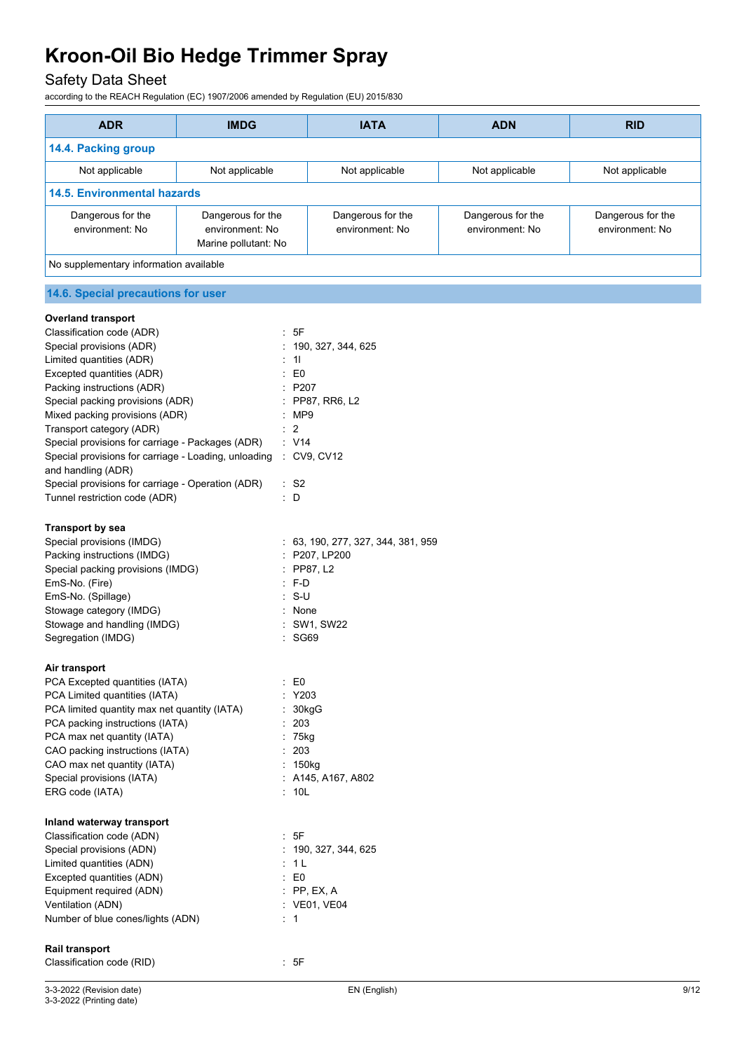| ADR | IMDG | IATA | ADN | RID |
|---|---|---|---|---|
| **14.4. Packing group** | | | | |
| Not applicable | Not applicable | Not applicable | Not applicable | Not applicable |
| **14.5. Environmental hazards** | | | | |
| Dangerous for the environment: No | Dangerous for the environment: No<br>Marine pollutant: No | Dangerous for the environment: No | Dangerous for the environment: No | Dangerous for the environment: No |
| No supplementary information available | | | | |

## 14.6. Special precautions for user

**Overland transport**

Classification code (ADR) : 5F
Special provisions (ADR) : 190, 327, 344, 625
Limited quantities (ADR) : 1l
Excepted quantities (ADR) : E0
Packing instructions (ADR) : P207
Special packing provisions (ADR) : PP87, RR6, L2
Mixed packing provisions (ADR) : MP9
Transport category (ADR) : 2
Special provisions for carriage - Packages (ADR) : V14
Special provisions for carriage - Loading, unloading and handling (ADR) : CV9, CV12
Special provisions for carriage - Operation (ADR) : S2
Tunnel restriction code (ADR) : D

**Transport by sea**

Special provisions (IMDG) : 63, 190, 277, 327, 344, 381, 959
Packing instructions (IMDG) : P207, LP200
Special packing provisions (IMDG) : PP87, L2
EmS-No. (Fire) : F-D
EmS-No. (Spillage) : S-U
Stowage category (IMDG) : None
Stowage and handling (IMDG) : SW1, SW22
Segregation (IMDG) : SG69

**Air transport**

PCA Excepted quantities (IATA) : E0
PCA Limited quantities (IATA) : Y203
PCA limited quantity max net quantity (IATA) : 30kgG
PCA packing instructions (IATA) : 203
PCA max net quantity (IATA) : 75kg
CAO packing instructions (IATA) : 203
CAO max net quantity (IATA) : 150kg
Special provisions (IATA) : A145, A167, A802
ERG code (IATA) : 10L

**Inland waterway transport**

Classification code (ADN) : 5F
Special provisions (ADN) : 190, 327, 344, 625
Limited quantities (ADN) : 1 L
Excepted quantities (ADN) : E0
Equipment required (ADN) : PP, EX, A
Ventilation (ADN) : VE01, VE04
Number of blue cones/lights (ADN) : 1

**Rail transport**

Classification code (RID) : 5F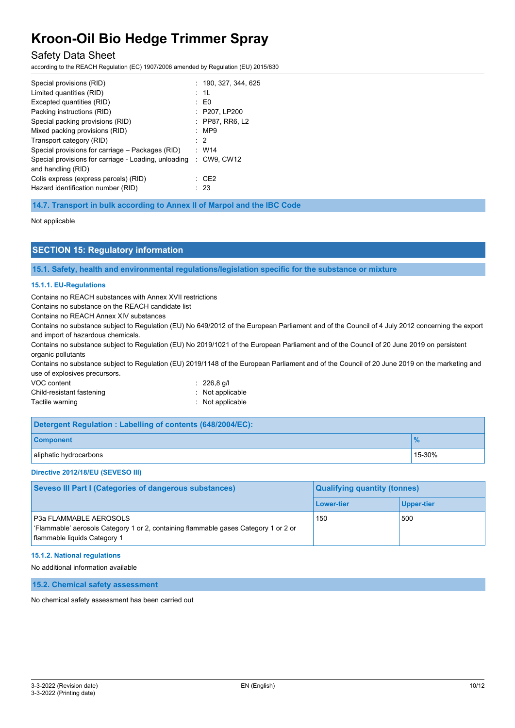| | |
|---|---|
| Special provisions (RID) | : 190, 327, 344, 625 |
| Limited quantities (RID) | : 1L |
| Excepted quantities (RID) | : E0 |
| Packing instructions (RID) | : P207, LP200 |
| Special packing provisions (RID) | : PP87, RR6, L2 |
| Mixed packing provisions (RID) | : MP9 |
| Transport category (RID) | : 2 |
| Special provisions for carriage – Packages (RID) | : W14 |
| Special provisions for carriage - Loading, unloading and handling (RID) | : CW9, CW12 |
| Colis express (express parcels) (RID) | : CE2 |
| Hazard identification number (RID) | : 23 |

### 14.7. Transport in bulk according to Annex II of Marpol and the IBC Code

Not applicable

## SECTION 15: Regulatory information

### 15.1. Safety, health and environmental regulations/legislation specific for the substance or mixture

#### 15.1.1. EU-Regulations

Contains no REACH substances with Annex XVII restrictions

Contains no substance on the REACH candidate list

Contains no REACH Annex XIV substances

Contains no substance subject to Regulation (EU) No 649/2012 of the European Parliament and of the Council of 4 July 2012 concerning the export and import of hazardous chemicals.

Contains no substance subject to Regulation (EU) No 2019/1021 of the European Parliament and of the Council of 20 June 2019 on persistent organic pollutants

Contains no substance subject to Regulation (EU) 2019/1148 of the European Parliament and of the Council of 20 June 2019 on the marketing and use of explosives precursors.

| | |
|---|---|
| VOC content | : 226,8 g/l |
| Child-resistant fastening | : Not applicable |
| Tactile warning | : Not applicable |

| Detergent Regulation : Labelling of contents (648/2004/EC): | |
|---|---|
| **Component** | **%** |
| aliphatic hydrocarbons | 15-30% |

#### Directive 2012/18/EU (SEVESO III)

| Seveso III Part I (Categories of dangerous substances) | Qualifying quantity (tonnes) | |
|---|---|---|
| | **Lower-tier** | **Upper-tier** |
| P3a FLAMMABLE AEROSOLS<br>'Flammable' aerosols Category 1 or 2, containing flammable gases Category 1 or 2 or flammable liquids Category 1 | 150 | 500 |

#### 15.1.2. National regulations

No additional information available

### 15.2. Chemical safety assessment

No chemical safety assessment has been carried out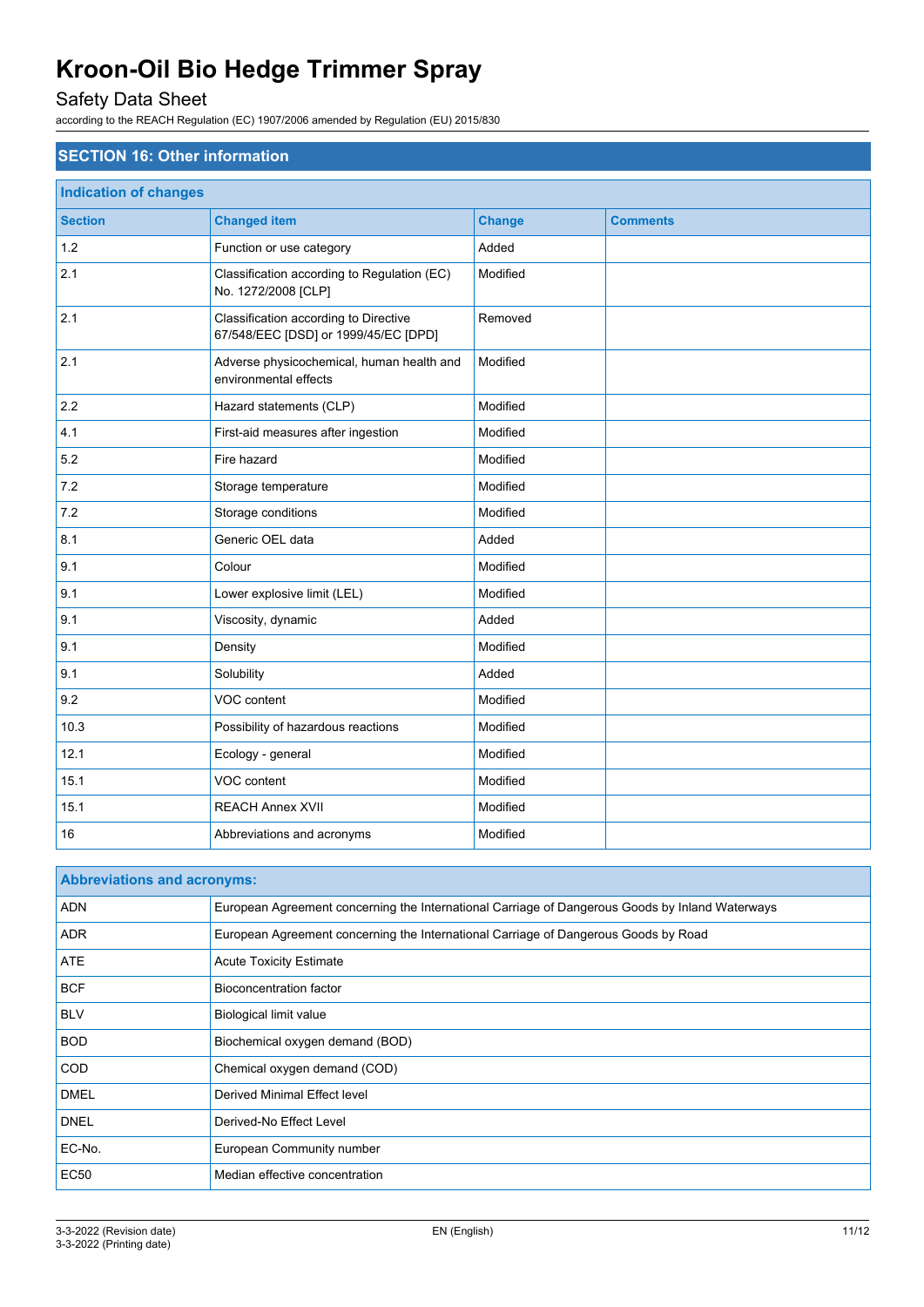## SECTION 16: Other information

| Indication of changes | | | |
|---|---|---|---|
| **Section** | **Changed item** | **Change** | **Comments** |
| 1.2 | Function or use category | Added | |
| 2.1 | Classification according to Regulation (EC) No. 1272/2008 [CLP] | Modified | |
| 2.1 | Classification according to Directive 67/548/EEC [DSD] or 1999/45/EC [DPD] | Removed | |
| 2.1 | Adverse physicochemical, human health and environmental effects | Modified | |
| 2.2 | Hazard statements (CLP) | Modified | |
| 4.1 | First-aid measures after ingestion | Modified | |
| 5.2 | Fire hazard | Modified | |
| 7.2 | Storage temperature | Modified | |
| 7.2 | Storage conditions | Modified | |
| 8.1 | Generic OEL data | Added | |
| 9.1 | Colour | Modified | |
| 9.1 | Lower explosive limit (LEL) | Modified | |
| 9.1 | Viscosity, dynamic | Added | |
| 9.1 | Density | Modified | |
| 9.1 | Solubility | Added | |
| 9.2 | VOC content | Modified | |
| 10.3 | Possibility of hazardous reactions | Modified | |
| 12.1 | Ecology - general | Modified | |
| 15.1 | VOC content | Modified | |
| 15.1 | REACH Annex XVII | Modified | |
| 16 | Abbreviations and acronyms | Modified | |

| Abbreviations and acronyms: | |
|---|---|
| ADN | European Agreement concerning the International Carriage of Dangerous Goods by Inland Waterways |
| ADR | European Agreement concerning the International Carriage of Dangerous Goods by Road |
| ATE | Acute Toxicity Estimate |
| BCF | Bioconcentration factor |
| BLV | Biological limit value |
| BOD | Biochemical oxygen demand (BOD) |
| COD | Chemical oxygen demand (COD) |
| DMEL | Derived Minimal Effect level |
| DNEL | Derived-No Effect Level |
| EC-No. | European Community number |
| EC50 | Median effective concentration |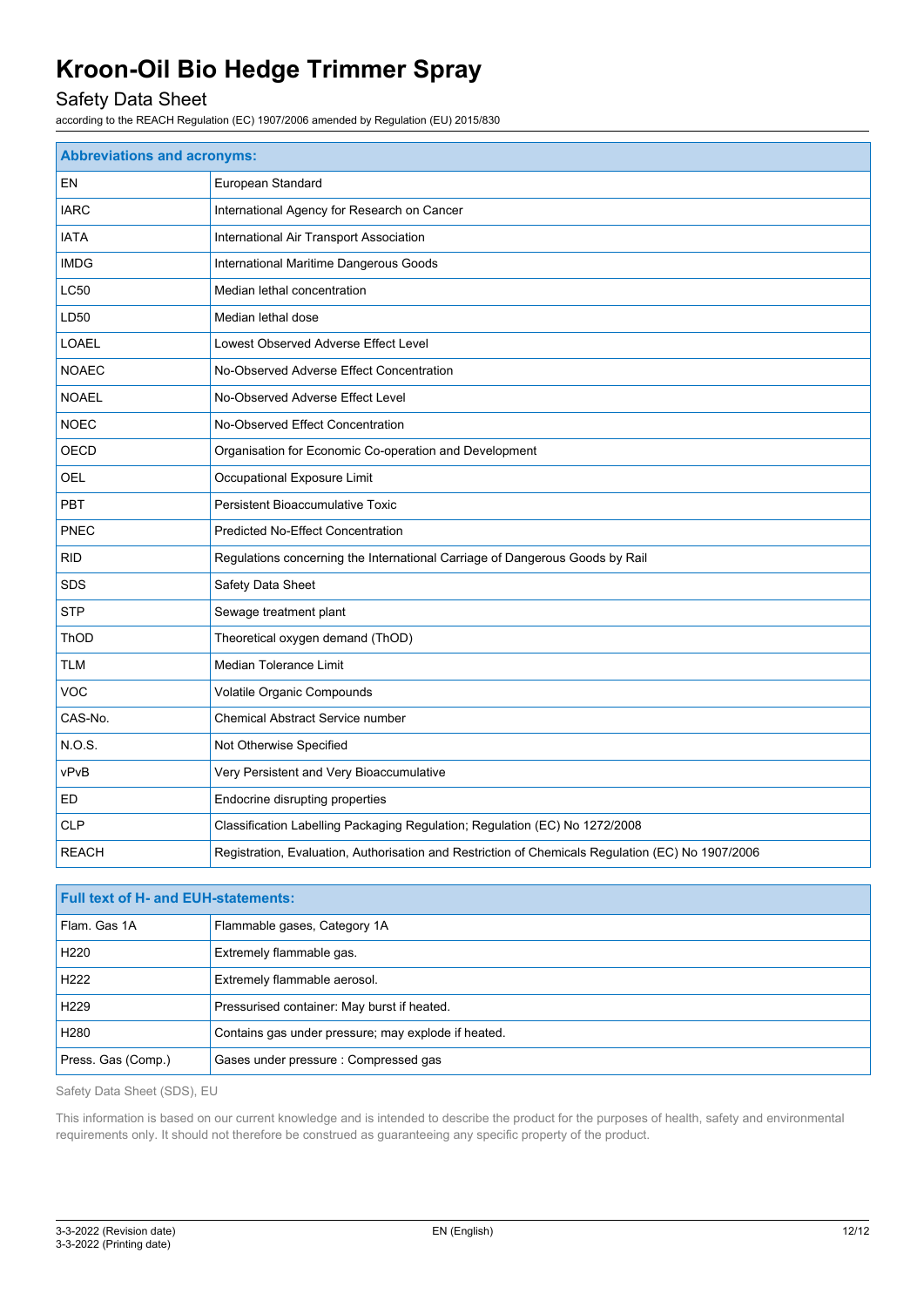# Kroon-Oil Bio Hedge Trimmer Spray

## Safety Data Sheet

according to the REACH Regulation (EC) 1907/2006 amended by Regulation (EU) 2015/830

| Abbreviations and acronyms: | |
|---|---|
| EN | European Standard |
| IARC | International Agency for Research on Cancer |
| IATA | International Air Transport Association |
| IMDG | International Maritime Dangerous Goods |
| LC50 | Median lethal concentration |
| LD50 | Median lethal dose |
| LOAEL | Lowest Observed Adverse Effect Level |
| NOAEC | No-Observed Adverse Effect Concentration |
| NOAEL | No-Observed Adverse Effect Level |
| NOEC | No-Observed Effect Concentration |
| OECD | Organisation for Economic Co-operation and Development |
| OEL | Occupational Exposure Limit |
| PBT | Persistent Bioaccumulative Toxic |
| PNEC | Predicted No-Effect Concentration |
| RID | Regulations concerning the International Carriage of Dangerous Goods by Rail |
| SDS | Safety Data Sheet |
| STP | Sewage treatment plant |
| ThOD | Theoretical oxygen demand (ThOD) |
| TLM | Median Tolerance Limit |
| VOC | Volatile Organic Compounds |
| CAS-No. | Chemical Abstract Service number |
| N.O.S. | Not Otherwise Specified |
| vPvB | Very Persistent and Very Bioaccumulative |
| ED | Endocrine disrupting properties |
| CLP | Classification Labelling Packaging Regulation; Regulation (EC) No 1272/2008 |
| REACH | Registration, Evaluation, Authorisation and Restriction of Chemicals Regulation (EC) No 1907/2006 |

| Full text of H- and EUH-statements: | |
|---|---|
| Flam. Gas 1A | Flammable gases, Category 1A |
| H220 | Extremely flammable gas. |
| H222 | Extremely flammable aerosol. |
| H229 | Pressurised container: May burst if heated. |
| H280 | Contains gas under pressure; may explode if heated. |
| Press. Gas (Comp.) | Gases under pressure : Compressed gas |

Safety Data Sheet (SDS), EU

This information is based on our current knowledge and is intended to describe the product for the purposes of health, safety and environmental requirements only. It should not therefore be construed as guaranteeing any specific property of the product.